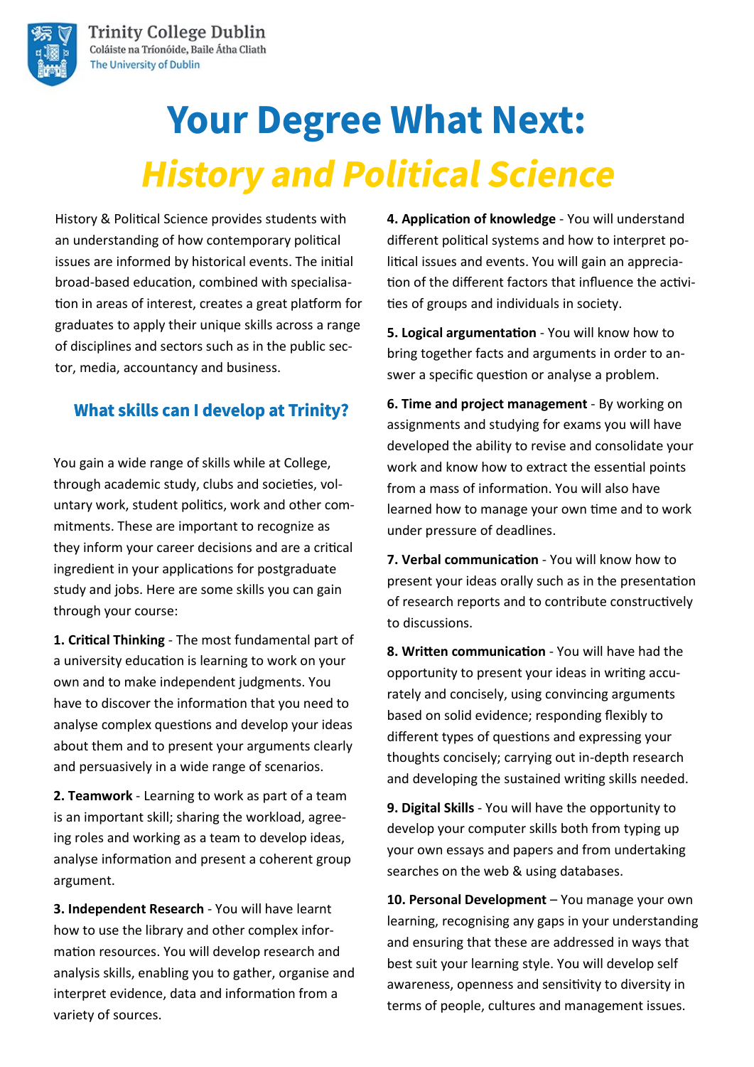Trinity College Dublin
Coláiste na Tríonóide, Baile Átha Cliath
The University of Dublin

# Your Degree What Next:

# *History and Political Science*

History & Political Science provides students with an understanding of how contemporary political issues are informed by historical events. The initial broad-based education, combined with specialisation in areas of interest, creates a great platform for graduates to apply their unique skills across a range of disciplines and sectors such as in the public sector, media, accountancy and business.

## What skills can I develop at Trinity?

You gain a wide range of skills while at College, through academic study, clubs and societies, voluntary work, student politics, work and other commitments. These are important to recognize as they inform your career decisions and are a critical ingredient in your applications for postgraduate study and jobs. Here are some skills you can gain through your course:

**1. Critical Thinking** - The most fundamental part of a university education is learning to work on your own and to make independent judgments. You have to discover the information that you need to analyse complex questions and develop your ideas about them and to present your arguments clearly and persuasively in a wide range of scenarios.

**2. Teamwork** - Learning to work as part of a team is an important skill; sharing the workload, agreeing roles and working as a team to develop ideas, analyse information and present a coherent group argument.

**3. Independent Research** - You will have learnt how to use the library and other complex information resources. You will develop research and analysis skills, enabling you to gather, organise and interpret evidence, data and information from a variety of sources.

**4. Application of knowledge** - You will understand different political systems and how to interpret political issues and events. You will gain an appreciation of the different factors that influence the activities of groups and individuals in society.

**5. Logical argumentation** - You will know how to bring together facts and arguments in order to answer a specific question or analyse a problem.

**6. Time and project management** - By working on assignments and studying for exams you will have developed the ability to revise and consolidate your work and know how to extract the essential points from a mass of information. You will also have learned how to manage your own time and to work under pressure of deadlines.

**7. Verbal communication** - You will know how to present your ideas orally such as in the presentation of research reports and to contribute constructively to discussions.

**8. Written communication** - You will have had the opportunity to present your ideas in writing accurately and concisely, using convincing arguments based on solid evidence; responding flexibly to different types of questions and expressing your thoughts concisely; carrying out in-depth research and developing the sustained writing skills needed.

**9. Digital Skills** - You will have the opportunity to develop your computer skills both from typing up your own essays and papers and from undertaking searches on the web & using databases.

**10. Personal Development** – You manage your own learning, recognising any gaps in your understanding and ensuring that these are addressed in ways that best suit your learning style. You will develop self awareness, openness and sensitivity to diversity in terms of people, cultures and management issues.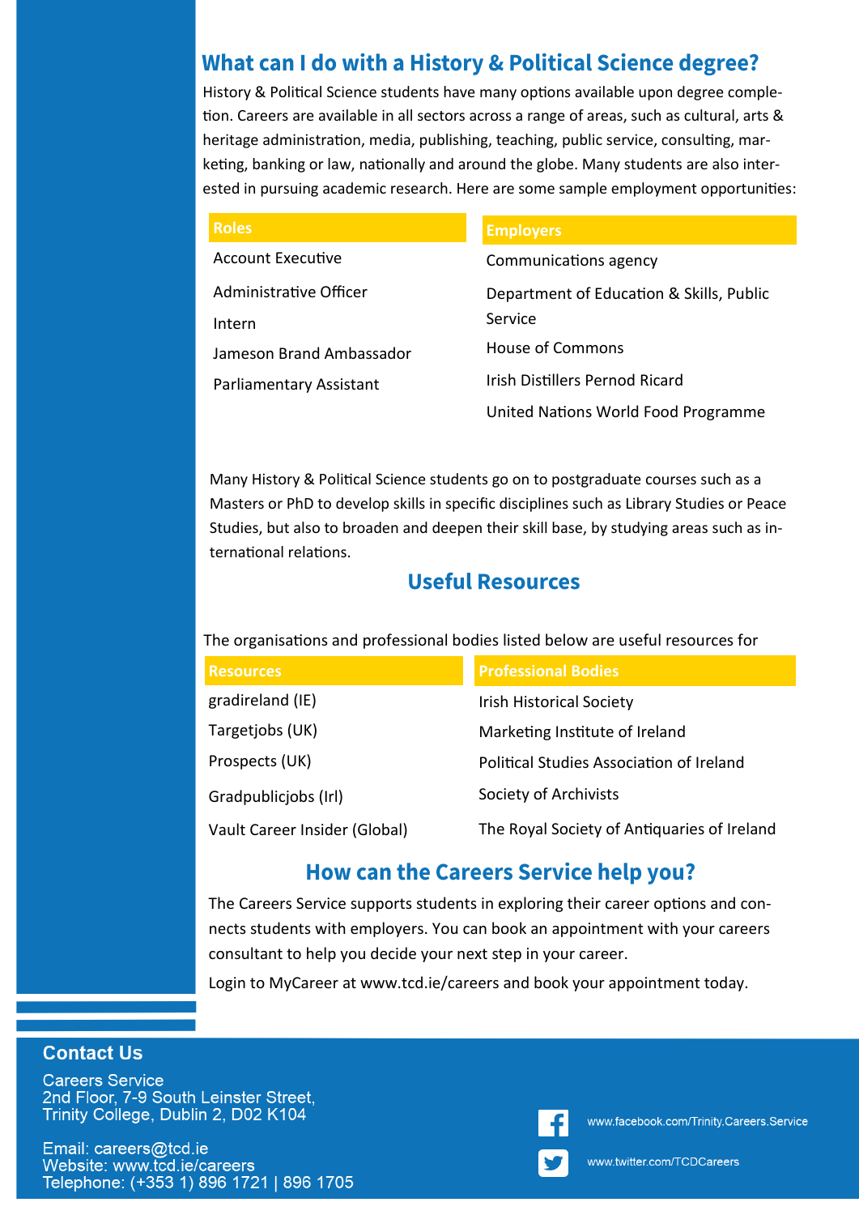## What can I do with a History & Political Science degree?

History & Political Science students have many options available upon degree completion. Careers are available in all sectors across a range of areas, such as cultural, arts & heritage administration, media, publishing, teaching, public service, consulting, marketing, banking or law, nationally and around the globe. Many students are also interested in pursuing academic research. Here are some sample employment opportunities:

| Roles | Employers |
|---|---|
| Account Executive | Communications agency |
| Administrative Officer | Department of Education & Skills, Public Service |
| Intern | House of Commons |
| Jameson Brand Ambassador | Irish Distillers Pernod Ricard |
| Parliamentary Assistant | United Nations World Food Programme |

Many History & Political Science students go on to postgraduate courses such as a Masters or PhD to develop skills in specific disciplines such as Library Studies or Peace Studies, but also to broaden and deepen their skill base, by studying areas such as international relations.

## Useful Resources

The organisations and professional bodies listed below are useful resources for

| Resources | Professional Bodies |
|---|---|
| gradireland (IE) | Irish Historical Society |
| Targetjobs (UK) | Marketing Institute of Ireland |
| Prospects (UK) | Political Studies Association of Ireland |
| Gradpublicjobs (Irl) | Society of Archivists |
| Vault Career Insider (Global) | The Royal Society of Antiquaries of Ireland |

## How can the Careers Service help you?

The Careers Service supports students in exploring their career options and connects students with employers. You can book an appointment with your careers consultant to help you decide your next step in your career.

Login to MyCareer at www.tcd.ie/careers and book your appointment today.

### Contact Us

Careers Service
2nd Floor, 7-9 South Leinster Street,
Trinity College, Dublin 2, D02 K104

Email: careers@tcd.ie
Website: www.tcd.ie/careers
Telephone: (+353 1) 896 1721 | 896 1705

www.facebook.com/Trinity.Careers.Service
www.twitter.com/TCDCareers